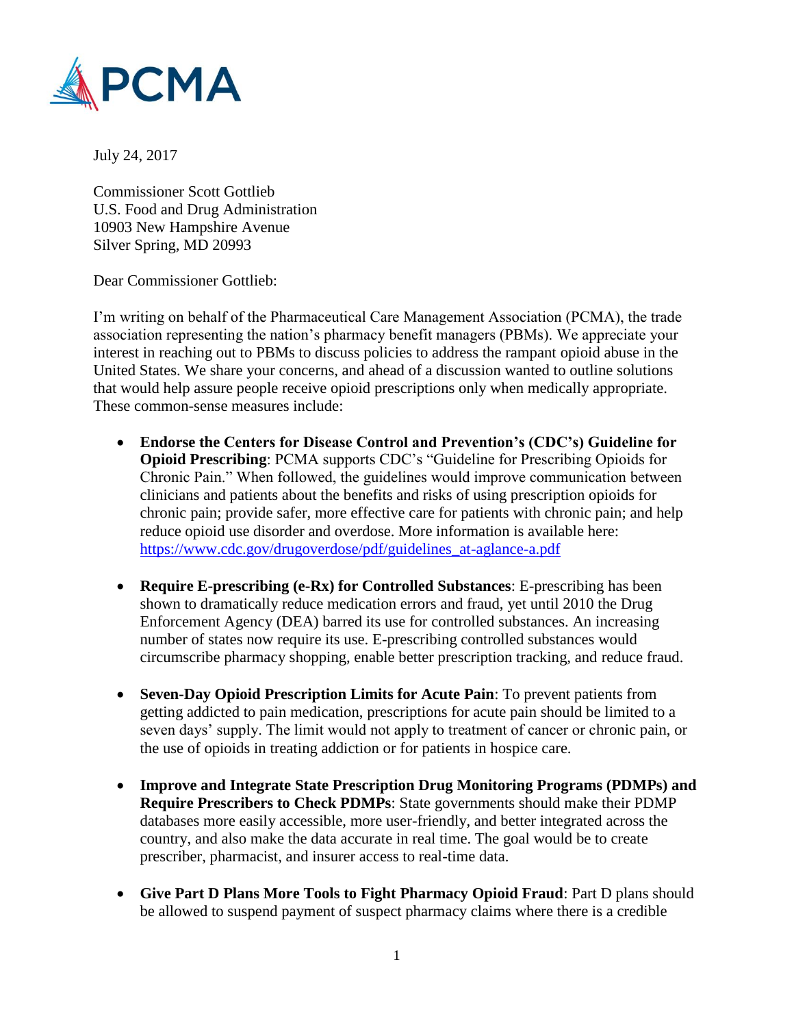PCMA

July 24, 2017

Commissioner Scott Gottlieb
U.S. Food and Drug Administration
10903 New Hampshire Avenue
Silver Spring, MD 20993

Dear Commissioner Gottlieb:

I'm writing on behalf of the Pharmaceutical Care Management Association (PCMA), the trade association representing the nation's pharmacy benefit managers (PBMs). We appreciate your interest in reaching out to PBMs to discuss policies to address the rampant opioid abuse in the United States. We share your concerns, and ahead of a discussion wanted to outline solutions that would help assure people receive opioid prescriptions only when medically appropriate. These common-sense measures include:

- **Endorse the Centers for Disease Control and Prevention's (CDC's) Guideline for Opioid Prescribing**: PCMA supports CDC's "Guideline for Prescribing Opioids for Chronic Pain." When followed, the guidelines would improve communication between clinicians and patients about the benefits and risks of using prescription opioids for chronic pain; provide safer, more effective care for patients with chronic pain; and help reduce opioid use disorder and overdose. More information is available here: [https://www.cdc.gov/drugoverdose/pdf/guidelines_at-aglance-a.pdf](https://www.cdc.gov/drugoverdose/pdf/guidelines_at-aglance-a.pdf)

- **Require E-prescribing (e-Rx) for Controlled Substances**: E-prescribing has been shown to dramatically reduce medication errors and fraud, yet until 2010 the Drug Enforcement Agency (DEA) barred its use for controlled substances. An increasing number of states now require its use. E-prescribing controlled substances would circumscribe pharmacy shopping, enable better prescription tracking, and reduce fraud.

- **Seven-Day Opioid Prescription Limits for Acute Pain**: To prevent patients from getting addicted to pain medication, prescriptions for acute pain should be limited to a seven days' supply. The limit would not apply to treatment of cancer or chronic pain, or the use of opioids in treating addiction or for patients in hospice care.

- **Improve and Integrate State Prescription Drug Monitoring Programs (PDMPs) and Require Prescribers to Check PDMPs**: State governments should make their PDMP databases more easily accessible, more user-friendly, and better integrated across the country, and also make the data accurate in real time. The goal would be to create prescriber, pharmacist, and insurer access to real-time data.

- **Give Part D Plans More Tools to Fight Pharmacy Opioid Fraud**: Part D plans should be allowed to suspend payment of suspect pharmacy claims where there is a credible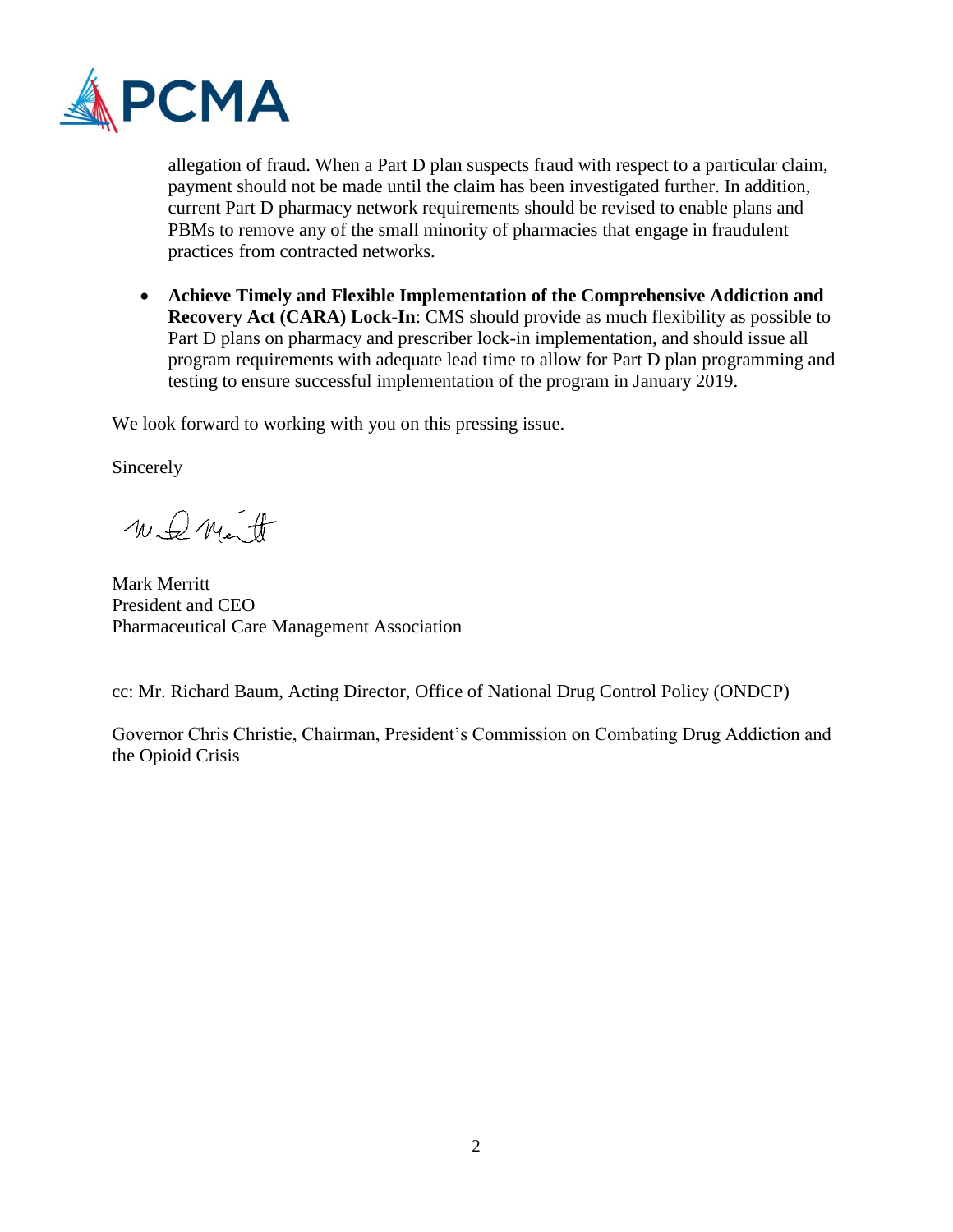allegation of fraud. When a Part D plan suspects fraud with respect to a particular claim, payment should not be made until the claim has been investigated further. In addition, current Part D pharmacy network requirements should be revised to enable plans and PBMs to remove any of the small minority of pharmacies that engage in fraudulent practices from contracted networks.

- **Achieve Timely and Flexible Implementation of the Comprehensive Addiction and Recovery Act (CARA) Lock-In**: CMS should provide as much flexibility as possible to Part D plans on pharmacy and prescriber lock-in implementation, and should issue all program requirements with adequate lead time to allow for Part D plan programming and testing to ensure successful implementation of the program in January 2019.

We look forward to working with you on this pressing issue.

Sincerely

Mark Merritt
President and CEO
Pharmaceutical Care Management Association

cc: Mr. Richard Baum, Acting Director, Office of National Drug Control Policy (ONDCP)

Governor Chris Christie, Chairman, President's Commission on Combating Drug Addiction and the Opioid Crisis